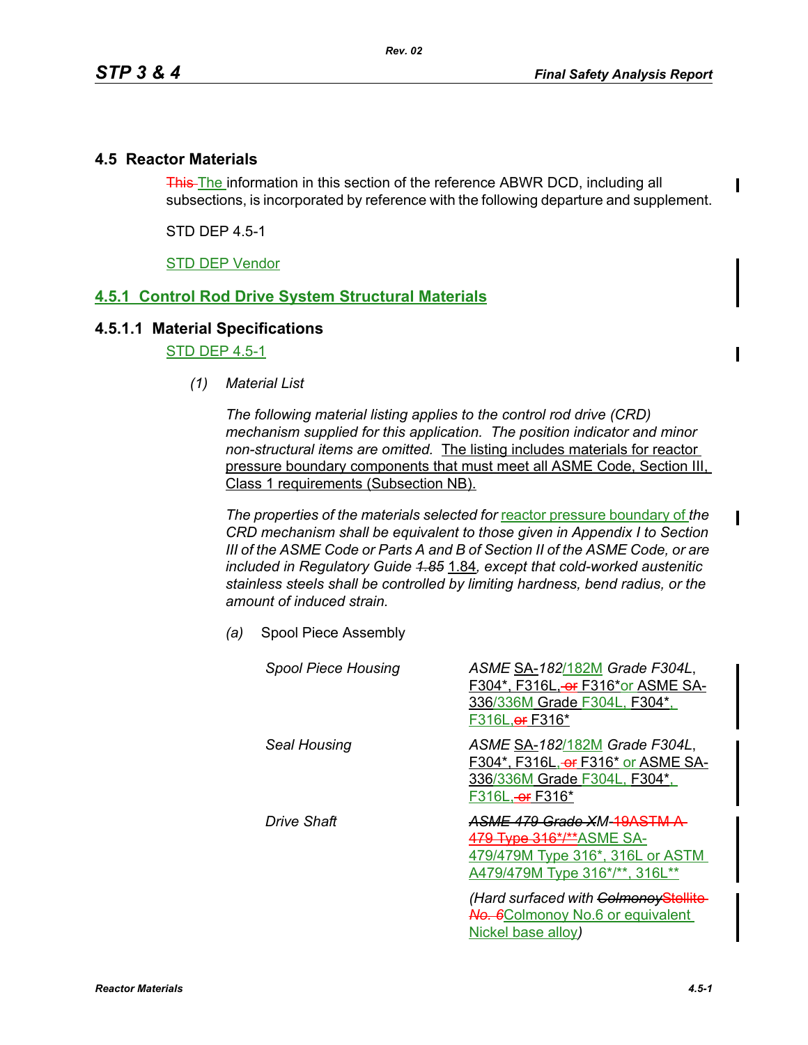## 4.5 Reactor Materials

The information in this section of the reference ABWR DCD, including all subsections, is incorporated by reference with the following departure and supplement.

STD DEP 4.5-1

STD DEP Vendor

### 4.5.1 Control Rod Drive System Structural Materials

#### 4.5.1.1 Material Specifications

STD DEP 4.5-1

*(1) Material List*

*The following material listing applies to the control rod drive (CRD) mechanism supplied for this application. The position indicator and minor non-structural items are omitted.* The listing includes materials for reactor pressure boundary components that must meet all ASME Code, Section III, Class 1 requirements (Subsection NB).

*The properties of the materials selected for* reactor pressure boundary of *the CRD mechanism shall be equivalent to those given in Appendix I to Section III of the ASME Code or Parts A and B of Section II of the ASME Code, or are included in Regulatory Guide* 1.84*, except that cold-worked austenitic stainless steels shall be controlled by limiting hardness, bend radius, or the amount of induced strain.*

*(a)* Spool Piece Assembly

| | |
|---|---|
| *Spool Piece Housing* | *ASME* SA-*182*/182M *Grade F304L,* F304*, F316L, F316* or ASME SA-336/336M Grade F304L, F304*, F316L, F316* |
| *Seal Housing* | *ASME* SA-*182*/182M *Grade F304L,* F304*, F316L, F316* or ASME SA-336/336M Grade F304L, F304*, F316L, F316* |
| *Drive Shaft* | ASME SA-479/479M Type 316*, 316L or ASTM A479/479M Type 316*/**, 316L** |
| | *(Hard surfaced with* Colmonoy No.6 or equivalent Nickel base alloy*)* |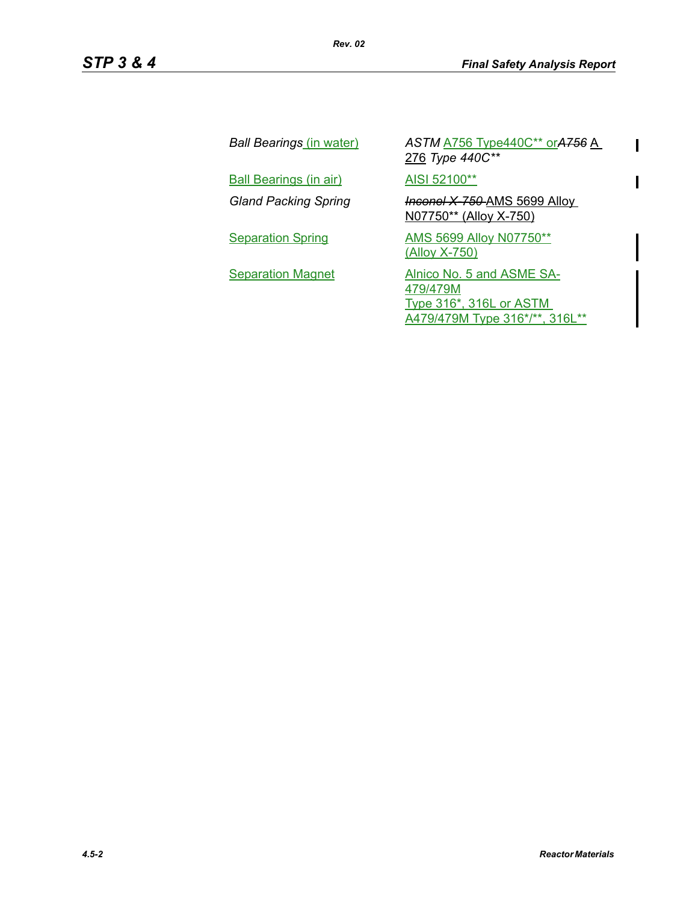| | |
|---|---|
| *Ball Bearings* (in water) | *ASTM* A756 Type440C** or ~~*A756*~~ A 276 *Type 440C*** |
| Ball Bearings (in air) | AISI 52100** |
| *Gland Packing Spring* | ~~*Inconel X-750*~~ AMS 5699 Alloy N07750** (Alloy X-750) |
| Separation Spring | AMS 5699 Alloy N07750** (Alloy X-750) |
| Separation Magnet | Alnico No. 5 and ASME SA-479/479M Type 316*, 316L or ASTM A479/479M Type 316*/**, 316L** |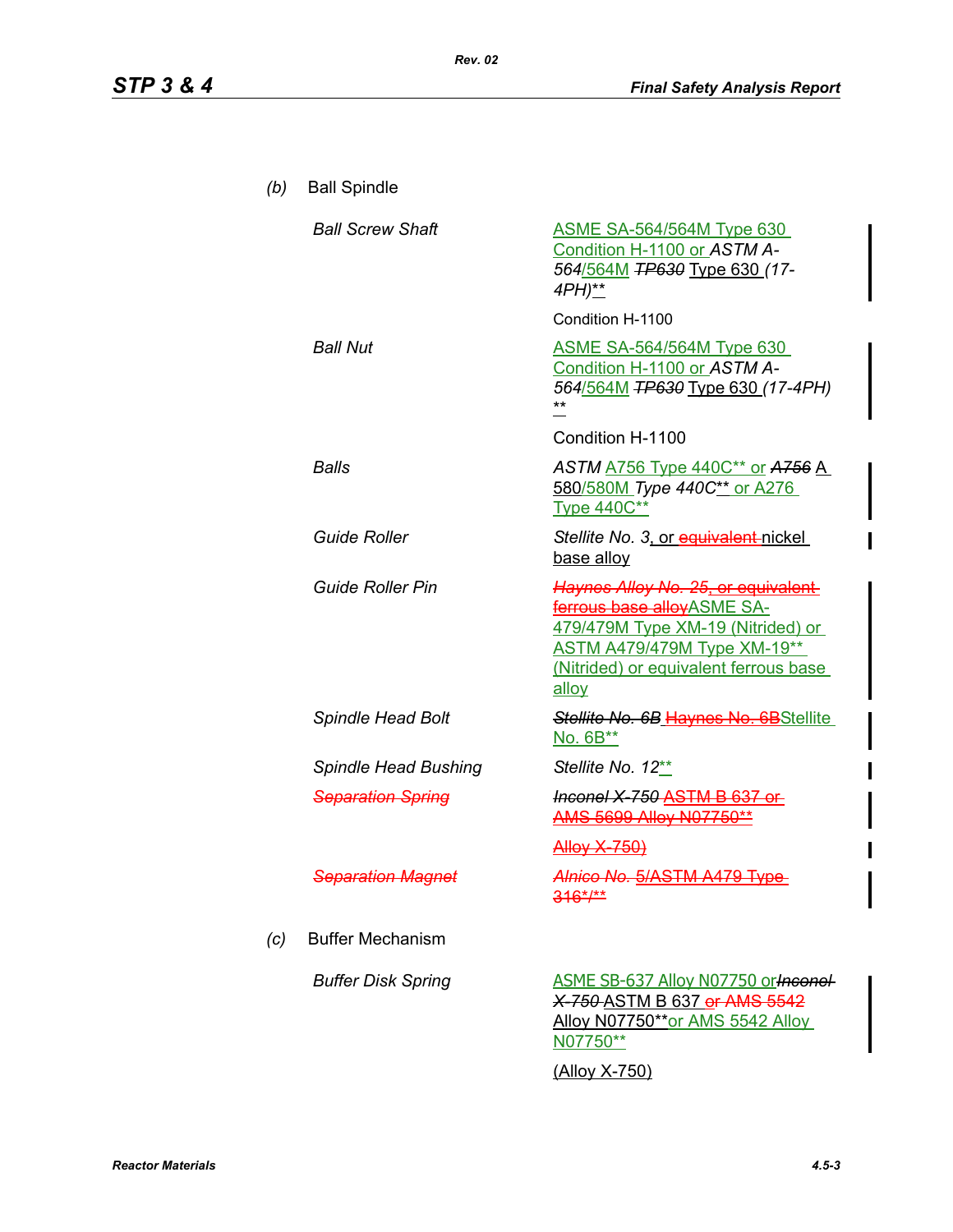(b) Ball Spindle

| | |
|---|---|
| *Ball Screw Shaft* | ASME SA-564/564M Type 630 Condition H-1100 or *ASTM A-564*/564M ~~*TP630*~~ Type 630 *(17-4PH)*** |
| | Condition H-1100 |
| *Ball Nut* | ASME SA-564/564M Type 630 Condition H-1100 or *ASTM A-564*/564M ~~*TP630*~~ Type 630 *(17-4PH)* ** |
| | Condition H-1100 |
| *Balls* | *ASTM* A756 Type 440C** or ~~*A756*~~ A 580/580M *Type 440C*** or A276 Type 440C** |
| *Guide Roller* | *Stellite No. 3*, or ~~equivalent~~ nickel base alloy |
| *Guide Roller Pin* | ~~*Haynes Alloy No. 25, or equivalent ferrous base alloy*~~ ASME SA-479/479M Type XM-19 (Nitrided) or ASTM A479/479M Type XM-19** (Nitrided) or equivalent ferrous base alloy |
| *Spindle Head Bolt* | ~~*Stellite No. 6B*~~ ~~Haynes No. 6B~~ Stellite No. 6B** |
| *Spindle Head Bushing* | *Stellite No. 12*** |
| ~~*Separation Spring*~~ | ~~*Inconel X-750* ASTM B 637 or AMS 5699 Alloy N07750**~~ |
| | ~~Alloy X-750)~~ |
| ~~*Separation Magnet*~~ | ~~*Alnico No.* 5/ASTM A479 Type 316*/**~~ |

(c) Buffer Mechanism

| | |
|---|---|
| *Buffer Disk Spring* | ASME SB-637 Alloy N07750 or ~~*Inconel X-750*~~ ASTM B 637 ~~or AMS 5542~~ Alloy N07750**or AMS 5542 Alloy N07750** |
| | (Alloy X-750) |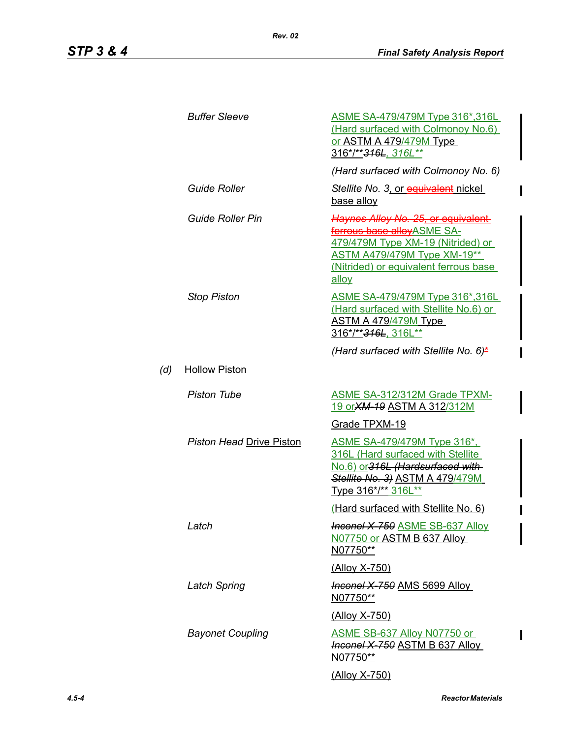| | |
|---|---|
| *Buffer Sleeve* | ASME SA-479/479M Type 316*,316L (Hard surfaced with Colmonoy No.6) or ASTM A 479/479M Type 316*/***~~316L~~, 316L*** |
| | *(Hard surfaced with Colmonoy No. 6)* |
| *Guide Roller* | *Stellite No. 3*, or ~~equivalent~~ nickel base alloy |
| *Guide Roller Pin* | ~~*Haynes Alloy No. 25*, or equivalent ferrous base alloy~~ASME SA-479/479M Type XM-19 (Nitrided) or ASTM A479/479M Type XM-19** (Nitrided) or equivalent ferrous base alloy |
| *Stop Piston* | ASME SA-479/479M Type 316*,316L (Hard surfaced with Stellite No.6) or ASTM A 479/479M Type 316*/***~~316L~~*, 316L** |
| | *(Hard surfaced with Stellite No. 6)** |

*(d)* Hollow Piston

| | |
|---|---|
| *Piston Tube* | ASME SA-312/312M Grade TPXM-19 or~~*XM-19*~~ ASTM A 312/312M |
| | Grade TPXM-19 |
| ~~*Piston Head*~~ Drive Piston | ASME SA-479/479M Type 316*, 316L (Hard surfaced with Stellite No.6) or~~*316L (Hardsurfaced with Stellite No. 3)*~~ ASTM A 479/479M Type 316*/** 316L** |
| | (Hard surfaced with Stellite No. 6) |
| *Latch* | ~~*Inconel X-750*~~ ASME SB-637 Alloy N07750 or ASTM B 637 Alloy N07750** |
| | (Alloy X-750) |
| *Latch Spring* | ~~*Inconel X-750*~~ AMS 5699 Alloy N07750** |
| | (Alloy X-750) |
| *Bayonet Coupling* | ASME SB-637 Alloy N07750 or ~~*Inconel X-750*~~ ASTM B 637 Alloy N07750** |
| | (Alloy X-750) |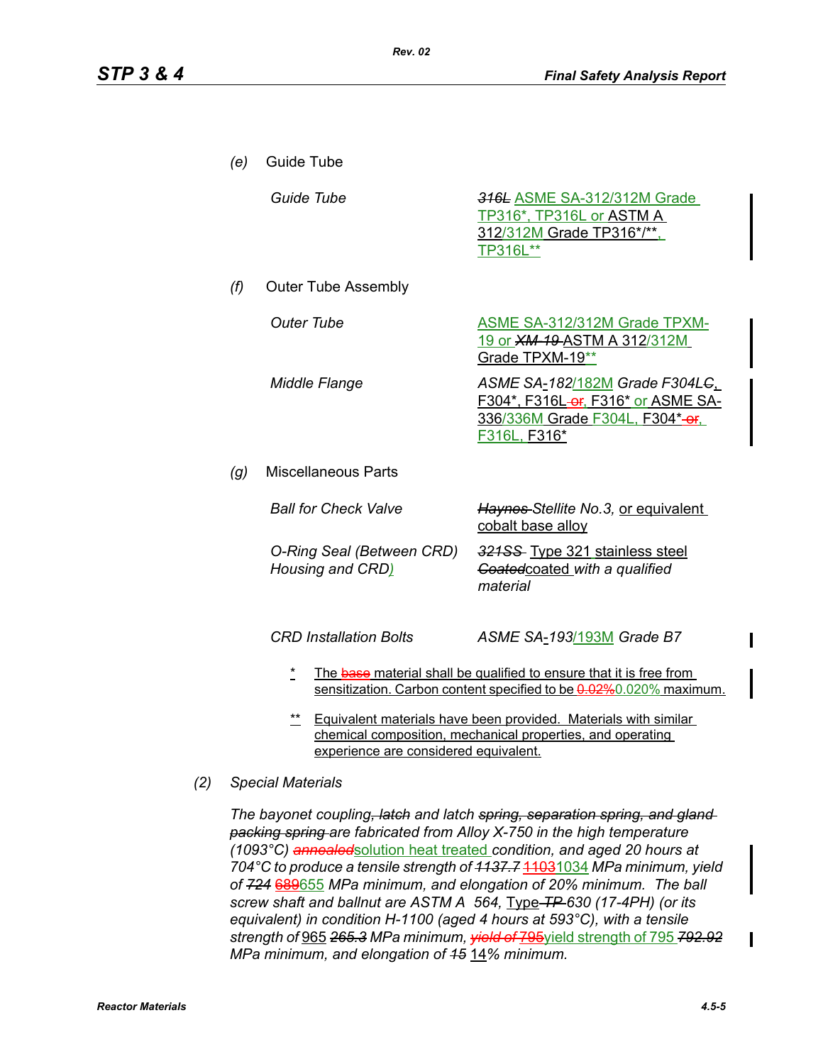*(e)* Guide Tube

| | |
|---|---|
| *Guide Tube* | ~~*316L*~~ ASME SA-312/312M Grade TP316*, TP316L or ASTM A 312/312M Grade TP316*/**, TP316L** |

*(f)* Outer Tube Assembly

| | |
|---|---|
| *Outer Tube* | ASME SA-312/312M Grade TPXM-19 or ~~*XM-19*~~ ASTM A 312/312M Grade TPXM-19** |
| *Middle Flange* | *ASME SA-182*/182M *Grade F304L*~~*C*~~, F304*, F316L ~~or~~, F316* or ASME SA-336/336M Grade F304L, F304* ~~or~~, F316L, F316* |

*(g)* Miscellaneous Parts

| | |
|---|---|
| *Ball for Check Valve* | ~~*Haynes*~~ *Stellite No.3,* or equivalent cobalt base alloy |
| *O-Ring Seal (Between CRD) Housing and CRD)* | ~~*321SS*~~ Type 321 stainless steel ~~*Coated*~~coated *with a qualified material* |
| *CRD Installation Bolts* | *ASME SA*-*193*/193M *Grade B7* |

\* The ~~base~~ material shall be qualified to ensure that it is free from sensitization. Carbon content specified to be ~~0.02%~~0.020% maximum.

** Equivalent materials have been provided. Materials with similar chemical composition, mechanical properties, and operating experience are considered equivalent.

*(2) Special Materials*

*The bayonet coupling*~~*, latch*~~ *and latch* ~~*spring, separation spring, and gland packing spring*~~ *are fabricated from Alloy X-750 in the high temperature (1093°C)* ~~*annealed*~~solution heat treated *condition, and aged 20 hours at 704°C to produce a tensile strength of* ~~*1137.7*~~ ~~1103~~1034 *MPa minimum, yield of* ~~*724*~~ ~~689~~655 *MPa minimum, and elongation of 20% minimum. The ball screw shaft and ballnut are ASTM A 564,* Type ~~*TP*~~ *630 (17-4PH) (or its equivalent) in condition H-1100 (aged 4 hours at 593°C), with a tensile strength of* 965 ~~*265.3*~~ *MPa minimum,* ~~*yield of*~~ ~~795~~yield strength of 795 ~~*792.92*~~ *MPa minimum, and elongation of* ~~*15*~~ 14*% minimum.*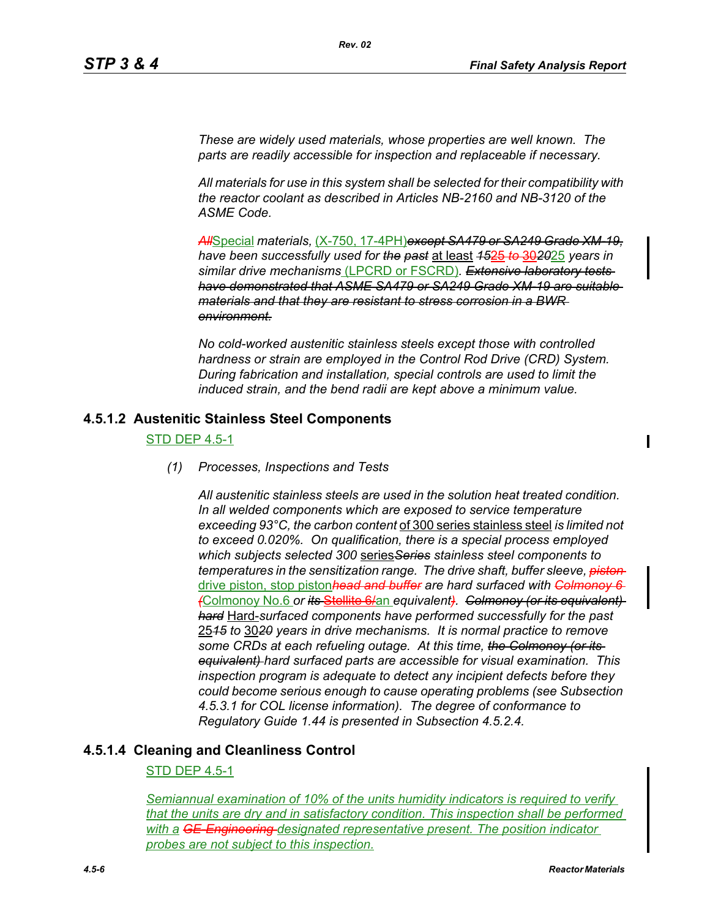*These are widely used materials, whose properties are well known. The parts are readily accessible for inspection and replaceable if necessary.*

*All materials for use in this system shall be selected for their compatibility with the reactor coolant as described in Articles NB-2160 and NB-3120 of the ASME Code.*

~~*All*~~Special *materials,* (X-750, 17-4PH)~~*except SA479 or SA249 Grade XM-19,*~~ *have been successfully used for* ~~*the past*~~ at least ~~*15*~~25 ~~*to*~~ 30~~*20*~~25 *years in similar drive mechanisms* (LPCRD or FSCRD). ~~*Extensive laboratory tests have demonstrated that ASME SA479 or SA249 Grade XM-19 are suitable materials and that they are resistant to stress corrosion in a BWR environment.*~~

*No cold-worked austenitic stainless steels except those with controlled hardness or strain are employed in the Control Rod Drive (CRD) System. During fabrication and installation, special controls are used to limit the induced strain, and the bend radii are kept above a minimum value.*

## 4.5.1.2 Austenitic Stainless Steel Components

STD DEP 4.5-1

*(1) Processes, Inspections and Tests*

*All austenitic stainless steels are used in the solution heat treated condition. In all welded components which are exposed to service temperature exceeding 93°C, the carbon content* of 300 series stainless steel *is limited not to exceed 0.020%. On qualification, there is a special process employed which subjects selected 300* series~~*Series*~~ *stainless steel components to temperatures in the sensitization range. The drive shaft, buffer sleeve,* ~~*piston*~~ drive piston, stop piston~~*head and buffer*~~ *are hard surfaced with* ~~*Colmonoy 6 (*~~Colmonoy No.6 *or* ~~*its*~~ ~~Stellite 6/~~an *equivalent*~~*)*~~*.* ~~*Colmonoy (or its equivalent) hard*~~ Hard-*surfaced components have performed successfully for the past* 25~~*15*~~ *to* 30~~*20*~~ *years in drive mechanisms. It is normal practice to remove some CRDs at each refueling outage. At this time,* ~~*the Colmonoy (or its equivalent)*~~ *hard surfaced parts are accessible for visual examination. This inspection program is adequate to detect any incipient defects before they could become serious enough to cause operating problems (see Subsection 4.5.3.1 for COL license information). The degree of conformance to Regulatory Guide 1.44 is presented in Subsection 4.5.2.4.*

## 4.5.1.4 Cleaning and Cleanliness Control

STD DEP 4.5-1

*Semiannual examination of 10% of the units humidity indicators is required to verify that the units are dry and in satisfactory condition. This inspection shall be performed with a* ~~*GE Engineering*~~ *designated representative present. The position indicator probes are not subject to this inspection.*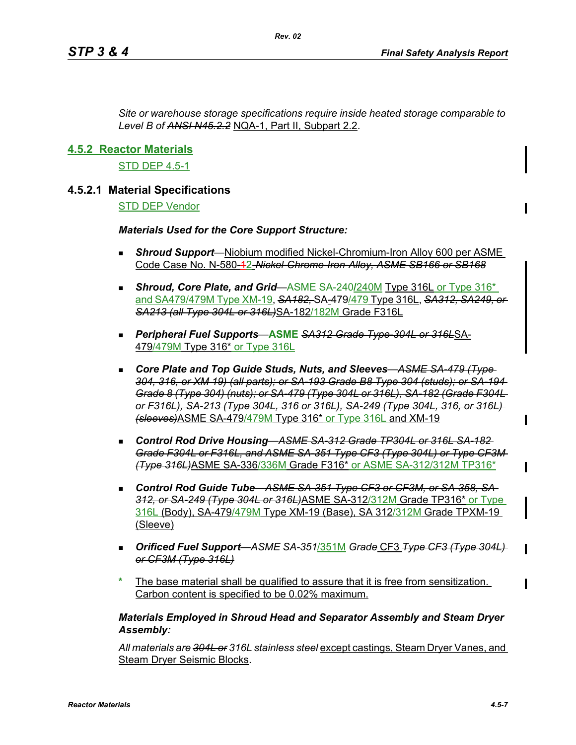*Site or warehouse storage specifications require inside heated storage comparable to Level B of* ~~*ANSI N45.2.2*~~ NQA-1, Part II, Subpart 2.2.

## 4.5.2 Reactor Materials

STD DEP 4.5-1

### 4.5.2.1 Material Specifications

STD DEP Vendor

***Materials Used for the Core Support Structure:***

- ***Shroud Support***—Niobium modified Nickel-Chromium-Iron Alloy 600 per ASME Code Case No. N-580-~~1~~2 ~~*Nickel Chrome Iron Alloy, ASME SB166 or SB168*~~
- ***Shroud, Core Plate, and Grid***—ASME SA-240/240M Type 316L or Type 316* and SA479/479M Type XM-19, ~~*SA182,*~~ SA-479/479 Type 316L, ~~*SA312, SA249, or SA213 (all Type 304L or 316L)*~~SA-182/182M Grade F316L
- ***Peripheral Fuel Supports***—**ASME** ~~*SA312 Grade Type-304L or 316L*~~SA-479/479M Type 316* or Type 316L
- ***Core Plate and Top Guide Studs, Nuts, and Sleeves***—~~*ASME SA-479 (Type 304, 316, or XM 19) (all parts); or SA 193 Grade B8 Type 304 (studs); or SA 194 Grade 8 (Type 304) (nuts); or SA-479 (Type 304L or 316L), SA-182 (Grade F304L or F316L), SA-213 (Type 304L, 316 or 316L), SA-249 (Type 304L, 316, or 316L) (sleeves)*~~ASME SA-479/479M Type 316* or Type 316L and XM-19
- ***Control Rod Drive Housing***—~~*ASME SA-312 Grade TP304L or 316L SA-182 Grade F304L or F316L, and ASME SA-351 Type CF3 (Type 304L) or Type CF3M (Type 316L)*~~ASME SA-336/336M Grade F316* or ASME SA-312/312M TP316*
- ***Control Rod Guide Tube***—~~*ASME SA-351 Type CF3 or CF3M, or SA-358, SA-312, or SA-249 (Type 304L or 316L)*~~ASME SA-312/312M Grade TP316* or Type 316L (Body), SA-479/479M Type XM-19 (Base), SA 312/312M Grade TPXM-19 (Sleeve)
- ***Orificed Fuel Support***—*ASME SA-351*/351M *Grade* CF3 ~~*Type CF3 (Type 304L) or CF3M (Type 316L)*~~

\* The base material shall be qualified to assure that it is free from sensitization. Carbon content is specified to be 0.02% maximum.

***Materials Employed in Shroud Head and Separator Assembly and Steam Dryer Assembly:***

*All materials are* ~~*304L or*~~ *316L stainless steel* except castings, Steam Dryer Vanes, and Steam Dryer Seismic Blocks.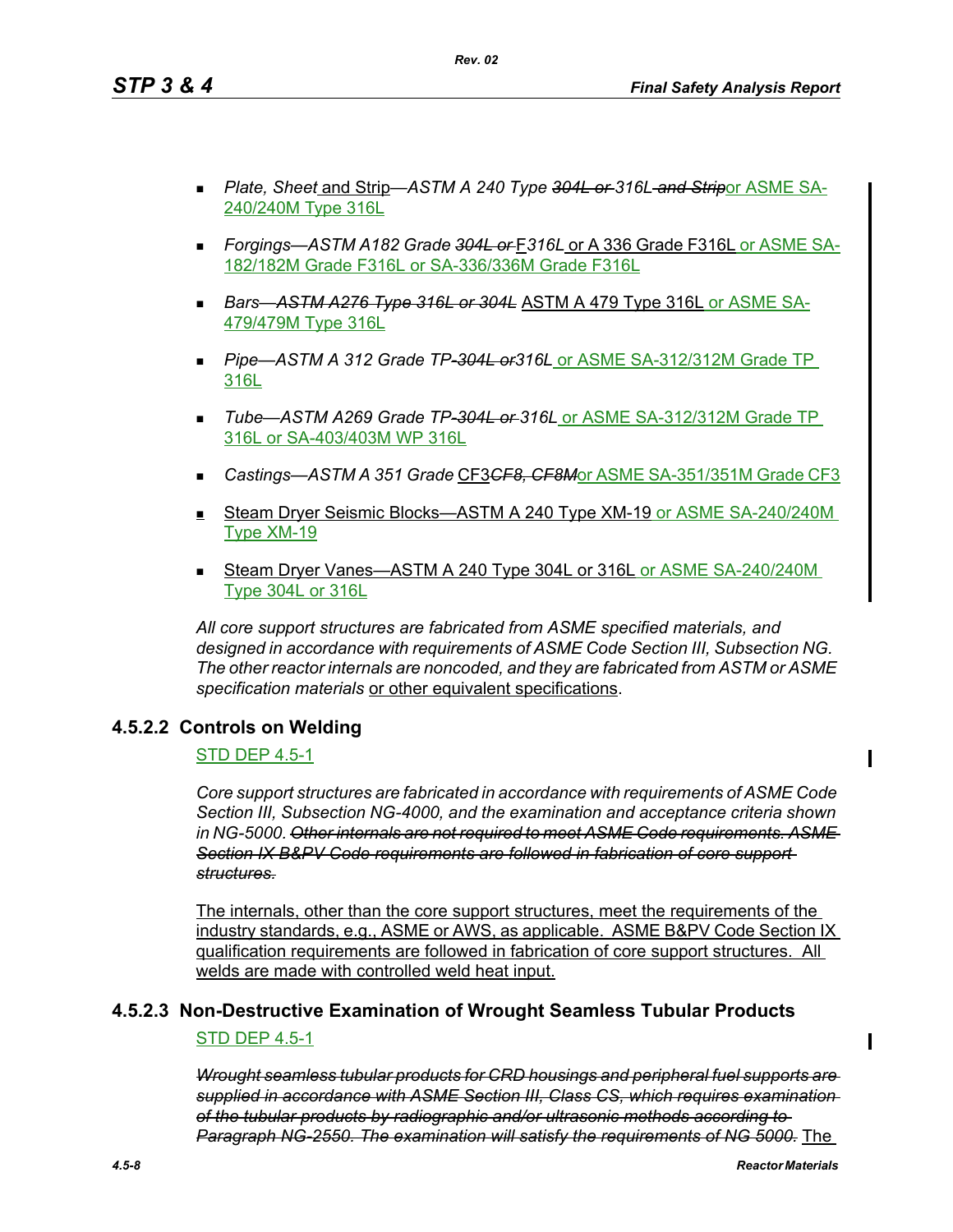- *Plate, Sheet* and Strip—*ASTM A 240 Type ~~304L or~~ 316L ~~and Strip~~* or ASME SA-240/240M Type 316L

- *Forgings—ASTM A182 Grade ~~304L or~~* F*316L* or A 336 Grade F316L or ASME SA-182/182M Grade F316L or SA-336/336M Grade F316L

- *Bars—~~ASTM A276 Type 316L or 304L~~* ASTM A 479 Type 316L or ASME SA-479/479M Type 316L

- *Pipe—ASTM A 312 Grade TP-~~304L or~~316L* or ASME SA-312/312M Grade TP 316L

- *Tube—ASTM A269 Grade TP-~~304L or~~ 316L* or ASME SA-312/312M Grade TP 316L or SA-403/403M WP 316L

- *Castings—ASTM A 351 Grade* CF3*~~CF8, CF8M~~*or ASME SA-351/351M Grade CF3

- Steam Dryer Seismic Blocks—ASTM A 240 Type XM-19 or ASME SA-240/240M Type XM-19

- Steam Dryer Vanes—ASTM A 240 Type 304L or 316L or ASME SA-240/240M Type 304L or 316L

*All core support structures are fabricated from ASME specified materials, and designed in accordance with requirements of ASME Code Section III, Subsection NG. The other reactor internals are noncoded, and they are fabricated from ASTM or ASME specification materials* or other equivalent specifications.

### 4.5.2.2 Controls on Welding

STD DEP 4.5-1

*Core support structures are fabricated in accordance with requirements of ASME Code Section III, Subsection NG-4000, and the examination and acceptance criteria shown in NG-5000. ~~Other internals are not required to meet ASME Code requirements. ASME Section IX B&PV Code requirements are followed in fabrication of core support structures.~~*

The internals, other than the core support structures, meet the requirements of the industry standards, e.g., ASME or AWS, as applicable. ASME B&PV Code Section IX qualification requirements are followed in fabrication of core support structures. All welds are made with controlled weld heat input.

### 4.5.2.3 Non-Destructive Examination of Wrought Seamless Tubular Products

STD DEP 4.5-1

*~~Wrought seamless tubular products for CRD housings and peripheral fuel supports are supplied in accordance with ASME Section III, Class CS, which requires examination of the tubular products by radiographic and/or ultrasonic methods according to Paragraph NG-2550. The examination will satisfy the requirements of NG 5000.~~* The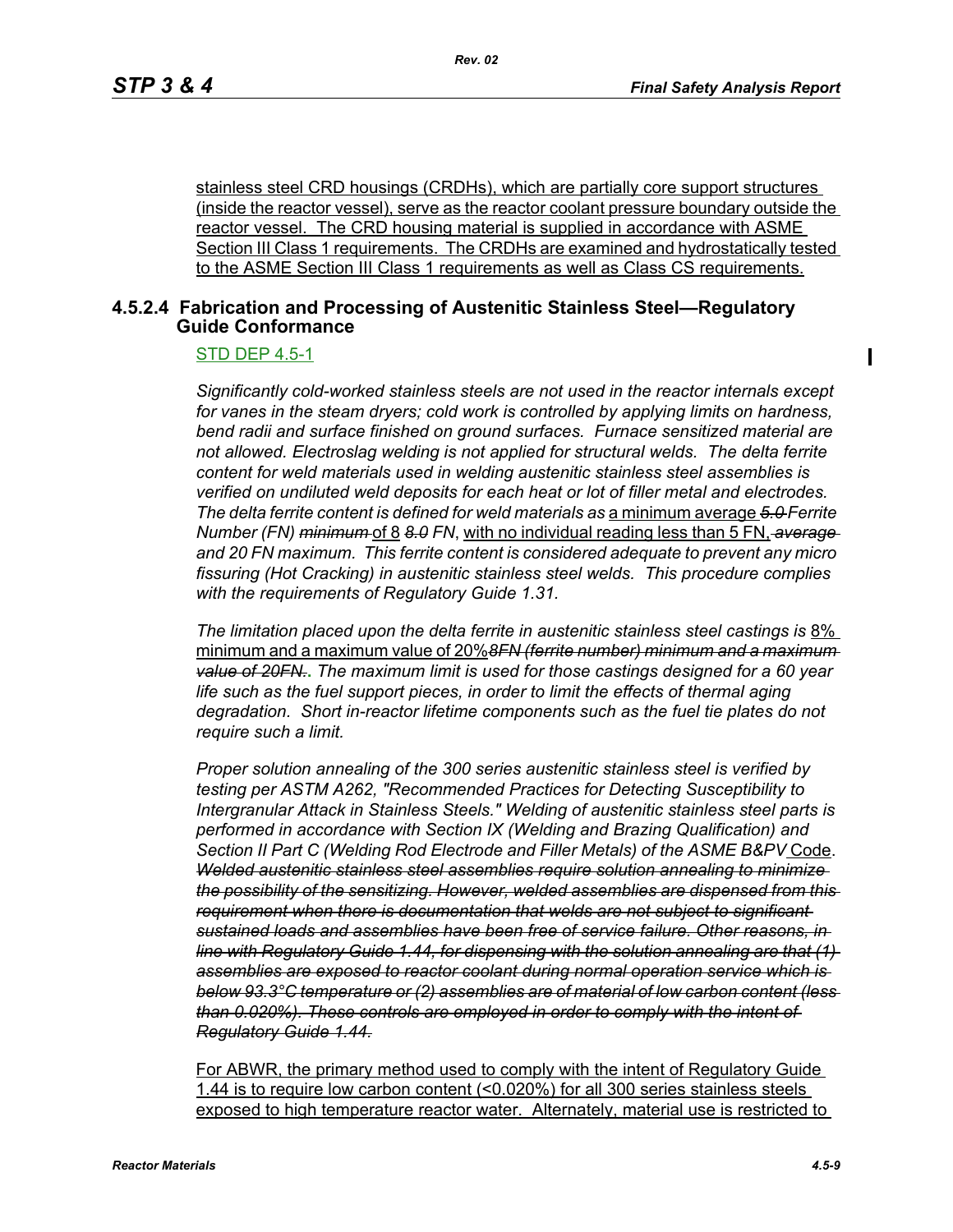stainless steel CRD housings (CRDHs), which are partially core support structures (inside the reactor vessel), serve as the reactor coolant pressure boundary outside the reactor vessel. The CRD housing material is supplied in accordance with ASME Section III Class 1 requirements. The CRDHs are examined and hydrostatically tested to the ASME Section III Class 1 requirements as well as Class CS requirements.

### 4.5.2.4 Fabrication and Processing of Austenitic Stainless Steel—Regulatory Guide Conformance

STD DEP 4.5-1

*Significantly cold-worked stainless steels are not used in the reactor internals except for vanes in the steam dryers; cold work is controlled by applying limits on hardness, bend radii and surface finished on ground surfaces. Furnace sensitized material are not allowed. Electroslag welding is not applied for structural welds. The delta ferrite content for weld materials used in welding austenitic stainless steel assemblies is verified on undiluted weld deposits for each heat or lot of filler metal and electrodes. The delta ferrite content is defined for weld materials as* a minimum average ~~*5.0*~~ *Ferrite Number (FN)* ~~*minimum*~~ of 8 ~~*8.0*~~ *FN*, with no individual reading less than 5 FN, ~~*average*~~ *and 20 FN maximum. This ferrite content is considered adequate to prevent any micro fissuring (Hot Cracking) in austenitic stainless steel welds. This procedure complies with the requirements of Regulatory Guide 1.31.*

*The limitation placed upon the delta ferrite in austenitic stainless steel castings is* 8% minimum and a maximum value of 20%~~*8FN (ferrite number) minimum and a maximum value of 20FN.*~~*. The maximum limit is used for those castings designed for a 60 year life such as the fuel support pieces, in order to limit the effects of thermal aging degradation. Short in-reactor lifetime components such as the fuel tie plates do not require such a limit.*

*Proper solution annealing of the 300 series austenitic stainless steel is verified by testing per ASTM A262, "Recommended Practices for Detecting Susceptibility to Intergranular Attack in Stainless Steels." Welding of austenitic stainless steel parts is performed in accordance with Section IX (Welding and Brazing Qualification) and Section II Part C (Welding Rod Electrode and Filler Metals) of the ASME B&PV* Code. ~~*Welded austenitic stainless steel assemblies require solution annealing to minimize the possibility of the sensitizing. However, welded assemblies are dispensed from this requirement when there is documentation that welds are not subject to significant sustained loads and assemblies have been free of service failure. Other reasons, in line with Regulatory Guide 1.44, for dispensing with the solution annealing are that (1) assemblies are exposed to reactor coolant during normal operation service which is below 93.3°C temperature or (2) assemblies are of material of low carbon content (less than 0.020%). These controls are employed in order to comply with the intent of Regulatory Guide 1.44.*~~

For ABWR, the primary method used to comply with the intent of Regulatory Guide 1.44 is to require low carbon content (<0.020%) for all 300 series stainless steels exposed to high temperature reactor water. Alternately, material use is restricted to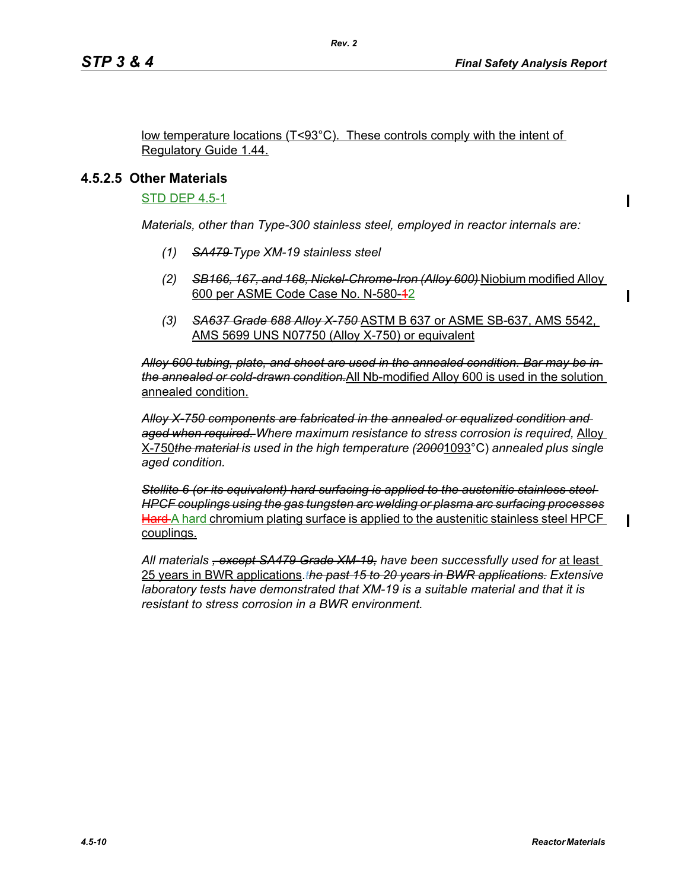low temperature locations (T<93°C). These controls comply with the intent of Regulatory Guide 1.44.

### 4.5.2.5 Other Materials

STD DEP 4.5-1

*Materials, other than Type-300 stainless steel, employed in reactor internals are:*

1. ~~*SA479*~~ *Type XM-19 stainless steel*
2. ~~*SB166, 167, and 168, Nickel-Chrome-Iron (Alloy 600)*~~ Niobium modified Alloy 600 per ASME Code Case No. N-580-~~1~~2
3. ~~*SA637 Grade 688 Alloy X-750*~~ ASTM B 637 or ASME SB-637, AMS 5542, AMS 5699 UNS N07750 (Alloy X-750) or equivalent

~~*Alloy 600 tubing, plate, and sheet are used in the annealed condition. Bar may be in the annealed or cold-drawn condition.*~~ All Nb-modified Alloy 600 is used in the solution annealed condition.

~~*Alloy X-750 components are fabricated in the annealed or equalized condition and aged when required.*~~ *Where maximum resistance to stress corrosion is required,* Alloy X-750~~*the material*~~ *is used in the high temperature (*~~*2000*~~1093°C) *annealed plus single aged condition.*

~~*Stellite 6 (or its equivalent) hard surfacing is applied to the austenitic stainless steel HPCF couplings using the gas tungsten arc welding or plasma arc surfacing processes*~~ ~~Hard~~ A hard chromium plating surface is applied to the austenitic stainless steel HPCF couplings.

*All materials* ~~*, except SA479 Grade XM-19,*~~ *have been successfully used for* at least 25 years in BWR applications. ~~*the past 15 to 20 years in BWR applications.*~~ *Extensive laboratory tests have demonstrated that XM-19 is a suitable material and that it is resistant to stress corrosion in a BWR environment.*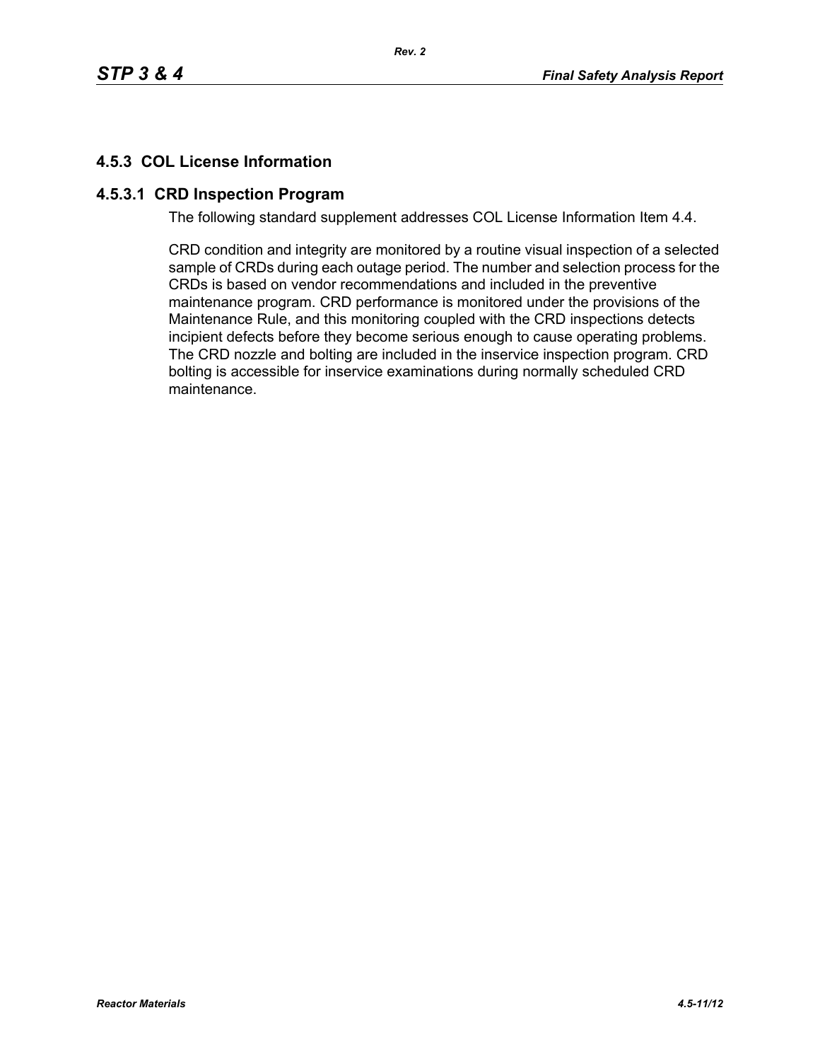## 4.5.3 COL License Information

### 4.5.3.1 CRD Inspection Program

The following standard supplement addresses COL License Information Item 4.4.

CRD condition and integrity are monitored by a routine visual inspection of a selected sample of CRDs during each outage period. The number and selection process for the CRDs is based on vendor recommendations and included in the preventive maintenance program. CRD performance is monitored under the provisions of the Maintenance Rule, and this monitoring coupled with the CRD inspections detects incipient defects before they become serious enough to cause operating problems. The CRD nozzle and bolting are included in the inservice inspection program. CRD bolting is accessible for inservice examinations during normally scheduled CRD maintenance.